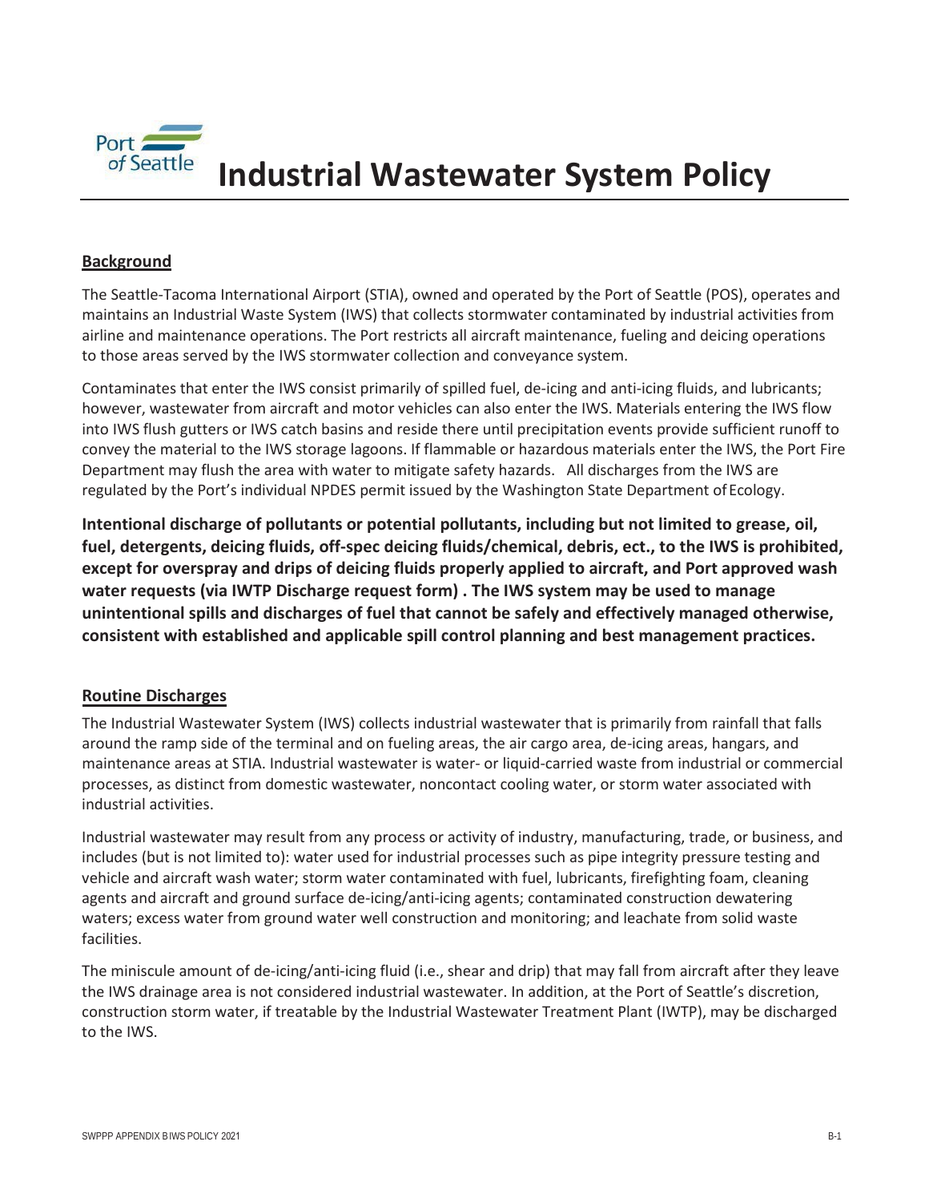# Industrial Wastewater System Policy

## Background

The Seattle-Tacoma International Airport (STIA), owned and operated by the Port of Seattle (POS), operates and maintains an Industrial Waste System (IWS) that collects stormwater contaminated by industrial activities from airline and maintenance operations. The Port restricts all aircraft maintenance, fueling and deicing operations to those areas served by the IWS stormwater collection and conveyance system.

Contaminates that enter the IWS consist primarily of spilled fuel, de-icing and anti-icing fluids, and lubricants; however, wastewater from aircraft and motor vehicles can also enter the IWS. Materials entering the IWS flow into IWS flush gutters or IWS catch basins and reside there until precipitation events provide sufficient runoff to convey the material to the IWS storage lagoons. If flammable or hazardous materials enter the IWS, the Port Fire Department may flush the area with water to mitigate safety hazards. All discharges from the IWS are regulated by the Port's individual NPDES permit issued by the Washington State Department of Ecology.

**Intentional discharge of pollutants or potential pollutants, including but not limited to grease, oil, fuel, detergents, deicing fluids, off-spec deicing fluids/chemical, debris, ect., to the IWS is prohibited, except for overspray and drips of deicing fluids properly applied to aircraft, and Port approved wash water requests (via IWTP Discharge request form) . The IWS system may be used to manage unintentional spills and discharges of fuel that cannot be safely and effectively managed otherwise, consistent with established and applicable spill control planning and best management practices.**

## Routine Discharges

The Industrial Wastewater System (IWS) collects industrial wastewater that is primarily from rainfall that falls around the ramp side of the terminal and on fueling areas, the air cargo area, de-icing areas, hangars, and maintenance areas at STIA. Industrial wastewater is water- or liquid-carried waste from industrial or commercial processes, as distinct from domestic wastewater, noncontact cooling water, or storm water associated with industrial activities.

Industrial wastewater may result from any process or activity of industry, manufacturing, trade, or business, and includes (but is not limited to): water used for industrial processes such as pipe integrity pressure testing and vehicle and aircraft wash water; storm water contaminated with fuel, lubricants, firefighting foam, cleaning agents and aircraft and ground surface de-icing/anti-icing agents; contaminated construction dewatering waters; excess water from ground water well construction and monitoring; and leachate from solid waste facilities.

The miniscule amount of de-icing/anti-icing fluid (i.e., shear and drip) that may fall from aircraft after they leave the IWS drainage area is not considered industrial wastewater. In addition, at the Port of Seattle's discretion, construction storm water, if treatable by the Industrial Wastewater Treatment Plant (IWTP), may be discharged to the IWS.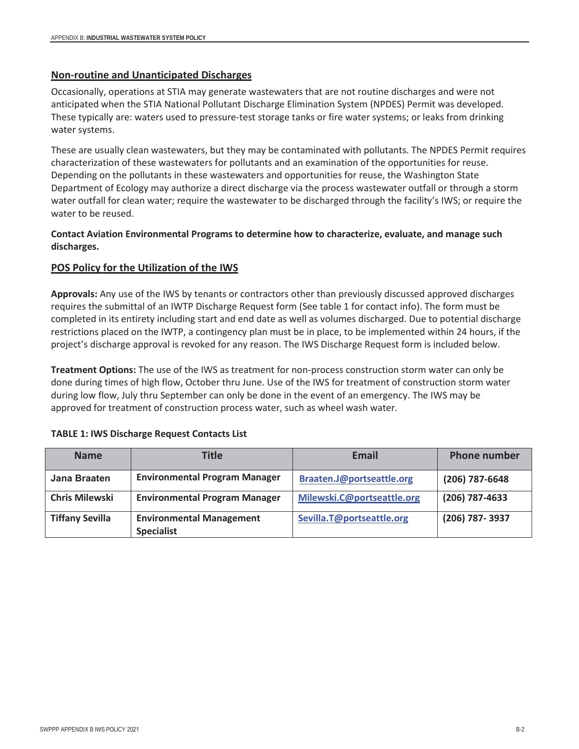## Non-routine and Unanticipated Discharges

Occasionally, operations at STIA may generate wastewaters that are not routine discharges and were not anticipated when the STIA National Pollutant Discharge Elimination System (NPDES) Permit was developed. These typically are: waters used to pressure-test storage tanks or fire water systems; or leaks from drinking water systems.

These are usually clean wastewaters, but they may be contaminated with pollutants. The NPDES Permit requires characterization of these wastewaters for pollutants and an examination of the opportunities for reuse. Depending on the pollutants in these wastewaters and opportunities for reuse, the Washington State Department of Ecology may authorize a direct discharge via the process wastewater outfall or through a storm water outfall for clean water; require the wastewater to be discharged through the facility's IWS; or require the water to be reused.

**Contact Aviation Environmental Programs to determine how to characterize, evaluate, and manage such discharges.**

## POS Policy for the Utilization of the IWS

**Approvals:** Any use of the IWS by tenants or contractors other than previously discussed approved discharges requires the submittal of an IWTP Discharge Request form (See table 1 for contact info). The form must be completed in its entirety including start and end date as well as volumes discharged. Due to potential discharge restrictions placed on the IWTP, a contingency plan must be in place, to be implemented within 24 hours, if the project's discharge approval is revoked for any reason. The IWS Discharge Request form is included below.

**Treatment Options:** The use of the IWS as treatment for non-process construction storm water can only be done during times of high flow, October thru June. Use of the IWS for treatment of construction storm water during low flow, July thru September can only be done in the event of an emergency. The IWS may be approved for treatment of construction process water, such as wheel wash water.

**TABLE 1: IWS Discharge Request Contacts List**

| Name | Title | Email | Phone number |
|---|---|---|---|
| **Jana Braaten** | **Environmental Program Manager** | **Braaten.J@portseattle.org** | **(206) 787-6648** |
| **Chris Milewski** | **Environmental Program Manager** | **Milewski.C@portseattle.org** | **(206) 787-4633** |
| **Tiffany Sevilla** | **Environmental Management Specialist** | **Sevilla.T@portseattle.org** | **(206) 787- 3937** |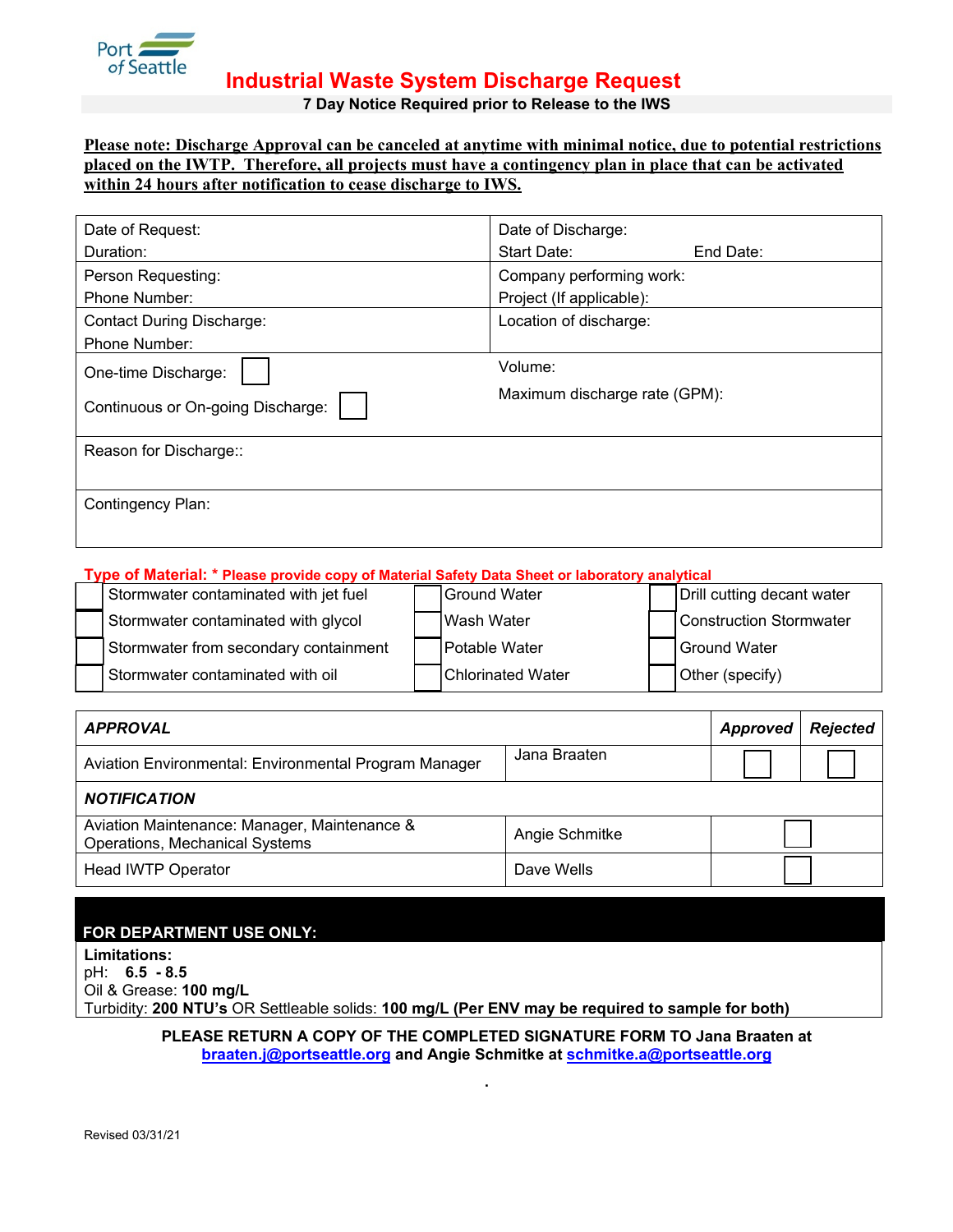Port of Seattle

# Industrial Waste System Discharge Request

**7 Day Notice Required prior to Release to the IWS**

**Please note: Discharge Approval can be canceled at anytime with minimal notice, due to potential restrictions placed on the IWTP. Therefore, all projects must have a contingency plan in place that can be activated within 24 hours after notification to cease discharge to IWS.**

| | |
|---|---|
| Date of Request:<br>Duration: | Date of Discharge:<br>Start Date: End Date: |
| Person Requesting:<br>Phone Number: | Company performing work:<br>Project (If applicable): |
| Contact During Discharge:<br>Phone Number: | Location of discharge: |
| One-time Discharge: ☐<br>Continuous or On-going Discharge: ☐ | Volume:<br>Maximum discharge rate (GPM): |
| Reason for Discharge:: | |
| Contingency Plan: | |

**Type of Material: * Please provide copy of Material Safety Data Sheet or laboratory analytical**

| | | |
|---|---|---|
| ☐ Stormwater contaminated with jet fuel | ☐ Ground Water | ☐ Drill cutting decant water |
| ☐ Stormwater contaminated with glycol | ☐ Wash Water | ☐ Construction Stormwater |
| ☐ Stormwater from secondary containment | ☐ Potable Water | ☐ Ground Water |
| ☐ Stormwater contaminated with oil | ☐ Chlorinated Water | ☐ Other (specify) |

| ***APPROVAL*** | | ***Approved*** | ***Rejected*** |
|---|---|---|---|
| Aviation Environmental: Environmental Program Manager | Jana Braaten | ☐ | ☐ |
| ***NOTIFICATION*** | | | |
| Aviation Maintenance: Manager, Maintenance & Operations, Mechanical Systems | Angie Schmitke | ☐ | |
| Head IWTP Operator | Dave Wells | ☐ | |

**FOR DEPARTMENT USE ONLY:**

**Limitations:**
pH: **6.5 - 8.5**
Oil & Grease: **100 mg/L**
Turbidity: **200 NTU's** OR Settleable solids: **100 mg/L (Per ENV may be required to sample for both)**

**PLEASE RETURN A COPY OF THE COMPLETED SIGNATURE FORM TO Jana Braaten at braaten.j@portseattle.org and Angie Schmitke at schmitke.a@portseattle.org**

Revised 03/31/21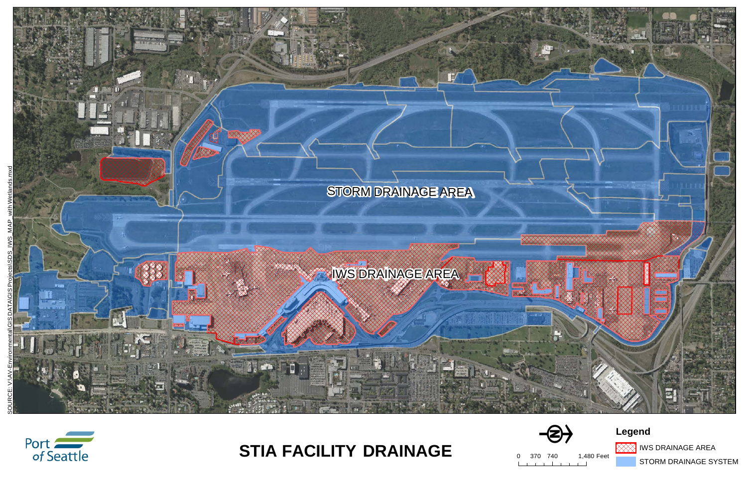STORM DRAINAGE AREA

IWS DRAINAGE AREA

SOURCE: V:\AV-Environmental\GIS DATA\GIS Projects\SDS_IWS_MAP_with Wetlands.mxd

Port of Seattle

# STIA FACILITY DRAINAGE

0 370 740 1,480 Feet

**Legend**

IWS DRAINAGE AREA

STORM DRAINAGE SYSTEM